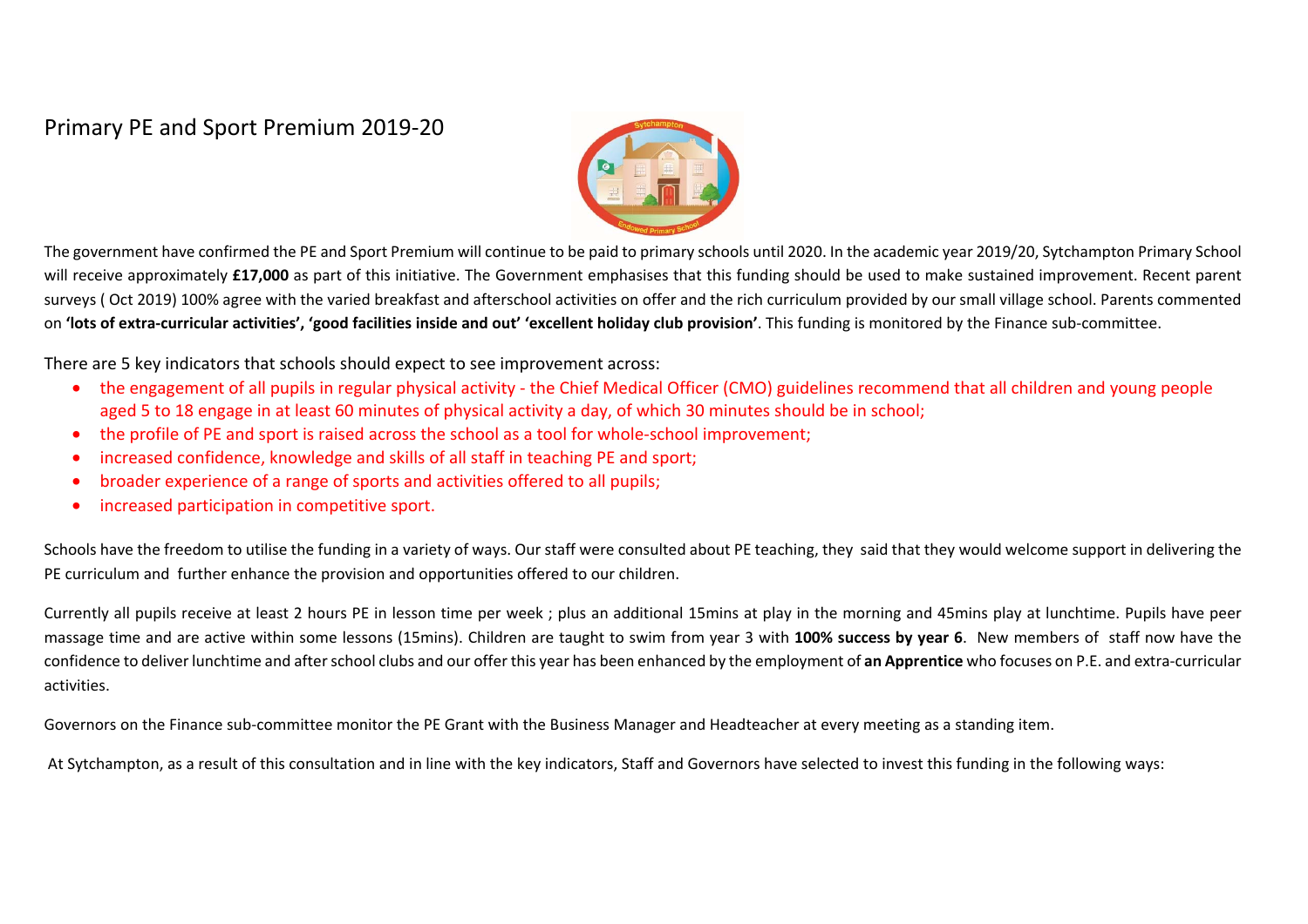# Primary PE and Sport Premium 2019-20

The government have confirmed the PE and Sport Premium will continue to be paid to primary schools until 2020. In the academic year 2019/20, Sytchampton Primary School will receive approximately **£17,000** as part of this initiative. The Government emphasises that this funding should be used to make sustained improvement. Recent parent surveys ( Oct 2019) 100% agree with the varied breakfast and afterschool activities on offer and the rich curriculum provided by our small village school. Parents commented on **'lots of extra-curricular activities', 'good facilities inside and out' 'excellent holiday club provision'**. This funding is monitored by the Finance sub-committee.

There are 5 key indicators that schools should expect to see improvement across:

- the engagement of all pupils in regular physical activity - the Chief Medical Officer (CMO) guidelines recommend that all children and young people aged 5 to 18 engage in at least 60 minutes of physical activity a day, of which 30 minutes should be in school;
- the profile of PE and sport is raised across the school as a tool for whole-school improvement;
- increased confidence, knowledge and skills of all staff in teaching PE and sport;
- broader experience of a range of sports and activities offered to all pupils;
- increased participation in competitive sport.

Schools have the freedom to utilise the funding in a variety of ways. Our staff were consulted about PE teaching, they said that they would welcome support in delivering the PE curriculum and further enhance the provision and opportunities offered to our children.

Currently all pupils receive at least 2 hours PE in lesson time per week ; plus an additional 15mins at play in the morning and 45mins play at lunchtime. Pupils have peer massage time and are active within some lessons (15mins). Children are taught to swim from year 3 with **100% success by year 6**. New members of staff now have the confidence to deliver lunchtime and after school clubs and our offer this year has been enhanced by the employment of **an Apprentice** who focuses on P.E. and extra-curricular activities.

Governors on the Finance sub-committee monitor the PE Grant with the Business Manager and Headteacher at every meeting as a standing item.

At Sytchampton, as a result of this consultation and in line with the key indicators, Staff and Governors have selected to invest this funding in the following ways: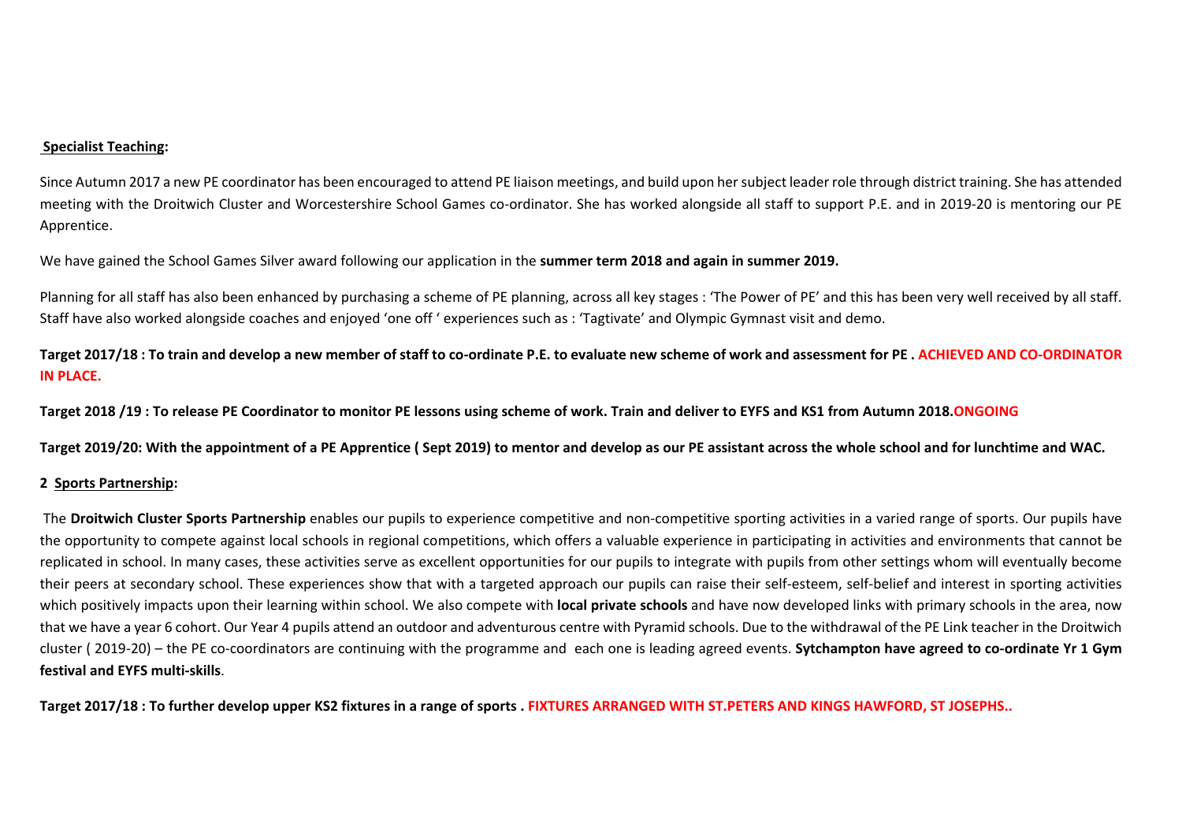**Specialist Teaching:**

Since Autumn 2017 a new PE coordinator has been encouraged to attend PE liaison meetings, and build upon her subject leader role through district training. She has attended meeting with the Droitwich Cluster and Worcestershire School Games co-ordinator. She has worked alongside all staff to support P.E. and in 2019-20 is mentoring our PE Apprentice.

We have gained the School Games Silver award following our application in the **summer term 2018 and again in summer 2019.**

Planning for all staff has also been enhanced by purchasing a scheme of PE planning, across all key stages : 'The Power of PE' and this has been very well received by all staff. Staff have also worked alongside coaches and enjoyed 'one off ' experiences such as : 'Tagtivate' and Olympic Gymnast visit and demo.

**Target 2017/18 : To train and develop a new member of staff to co-ordinate P.E. to evaluate new scheme of work and assessment for PE . ACHIEVED AND CO-ORDINATOR IN PLACE.**

**Target 2018 /19 : To release PE Coordinator to monitor PE lessons using scheme of work. Train and deliver to EYFS and KS1 from Autumn 2018.ONGOING**

**Target 2019/20: With the appointment of a PE Apprentice ( Sept 2019) to mentor and develop as our PE assistant across the whole school and for lunchtime and WAC.**

**2 Sports Partnership:**

The **Droitwich Cluster Sports Partnership** enables our pupils to experience competitive and non-competitive sporting activities in a varied range of sports. Our pupils have the opportunity to compete against local schools in regional competitions, which offers a valuable experience in participating in activities and environments that cannot be replicated in school. In many cases, these activities serve as excellent opportunities for our pupils to integrate with pupils from other settings whom will eventually become their peers at secondary school. These experiences show that with a targeted approach our pupils can raise their self-esteem, self-belief and interest in sporting activities which positively impacts upon their learning within school. We also compete with **local private schools** and have now developed links with primary schools in the area, now that we have a year 6 cohort. Our Year 4 pupils attend an outdoor and adventurous centre with Pyramid schools. Due to the withdrawal of the PE Link teacher in the Droitwich cluster ( 2019-20) – the PE co-coordinators are continuing with the programme and each one is leading agreed events. **Sytchampton have agreed to co-ordinate Yr 1 Gym festival and EYFS multi-skills**.

**Target 2017/18 : To further develop upper KS2 fixtures in a range of sports . FIXTURES ARRANGED WITH ST.PETERS AND KINGS HAWFORD, ST JOSEPHS..**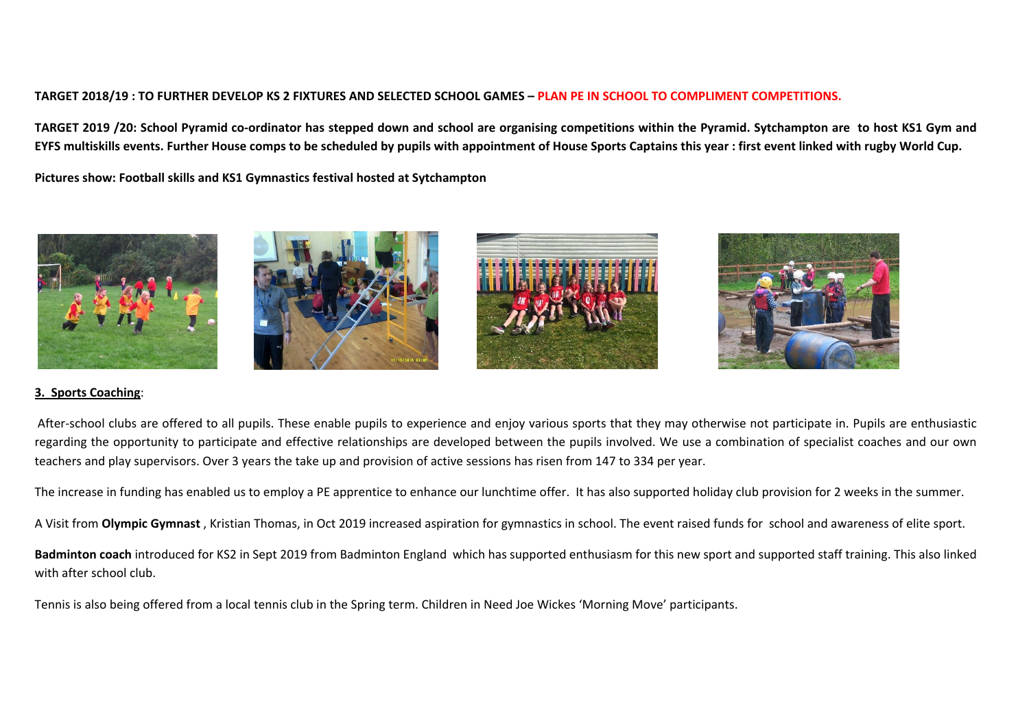**TARGET 2018/19 : TO FURTHER DEVELOP KS 2 FIXTURES AND SELECTED SCHOOL GAMES – PLAN PE IN SCHOOL TO COMPLIMENT COMPETITIONS.**

**TARGET 2019 /20: School Pyramid co-ordinator has stepped down and school are organising competitions within the Pyramid. Sytchampton are to host KS1 Gym and EYFS multiskills events. Further House comps to be scheduled by pupils with appointment of House Sports Captains this year : first event linked with rugby World Cup.**

**Pictures show: Football skills and KS1 Gymnastics festival hosted at Sytchampton**

**3. Sports Coaching**:

After-school clubs are offered to all pupils. These enable pupils to experience and enjoy various sports that they may otherwise not participate in. Pupils are enthusiastic regarding the opportunity to participate and effective relationships are developed between the pupils involved. We use a combination of specialist coaches and our own teachers and play supervisors. Over 3 years the take up and provision of active sessions has risen from 147 to 334 per year.

The increase in funding has enabled us to employ a PE apprentice to enhance our lunchtime offer. It has also supported holiday club provision for 2 weeks in the summer.

A Visit from **Olympic Gymnast** , Kristian Thomas, in Oct 2019 increased aspiration for gymnastics in school. The event raised funds for school and awareness of elite sport.

**Badminton coach** introduced for KS2 in Sept 2019 from Badminton England which has supported enthusiasm for this new sport and supported staff training. This also linked with after school club.

Tennis is also being offered from a local tennis club in the Spring term. Children in Need Joe Wickes 'Morning Move' participants.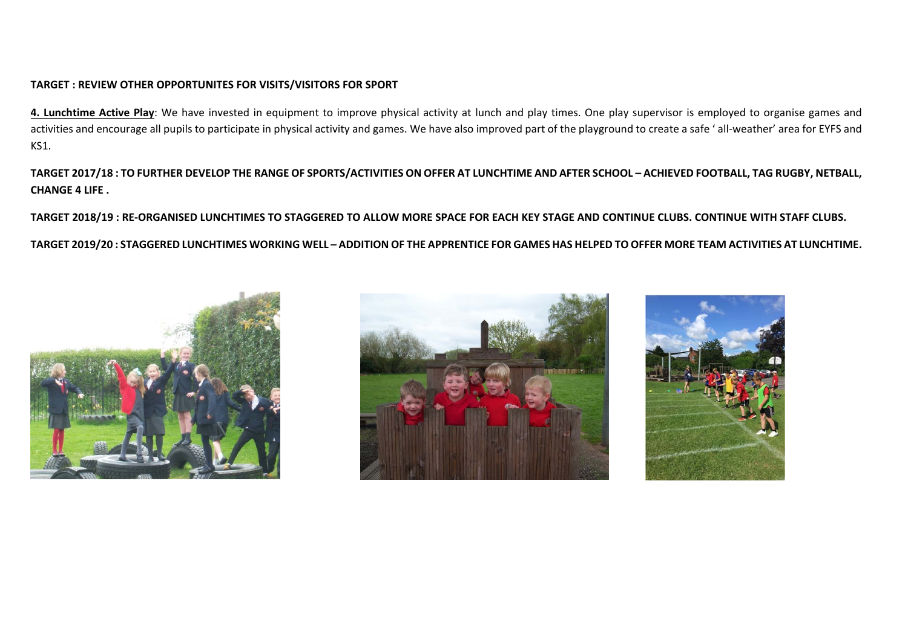**TARGET : REVIEW OTHER OPPORTUNITES FOR VISITS/VISITORS FOR SPORT**

**4. Lunchtime Active Play**: We have invested in equipment to improve physical activity at lunch and play times. One play supervisor is employed to organise games and activities and encourage all pupils to participate in physical activity and games. We have also improved part of the playground to create a safe ' all-weather' area for EYFS and KS1.

**TARGET 2017/18 : TO FURTHER DEVELOP THE RANGE OF SPORTS/ACTIVITIES ON OFFER AT LUNCHTIME AND AFTER SCHOOL – ACHIEVED FOOTBALL, TAG RUGBY, NETBALL, CHANGE 4 LIFE .**

**TARGET 2018/19 : RE-ORGANISED LUNCHTIMES TO STAGGERED TO ALLOW MORE SPACE FOR EACH KEY STAGE AND CONTINUE CLUBS. CONTINUE WITH STAFF CLUBS.**

**TARGET 2019/20 : STAGGERED LUNCHTIMES WORKING WELL – ADDITION OF THE APPRENTICE FOR GAMES HAS HELPED TO OFFER MORE TEAM ACTIVITIES AT LUNCHTIME.**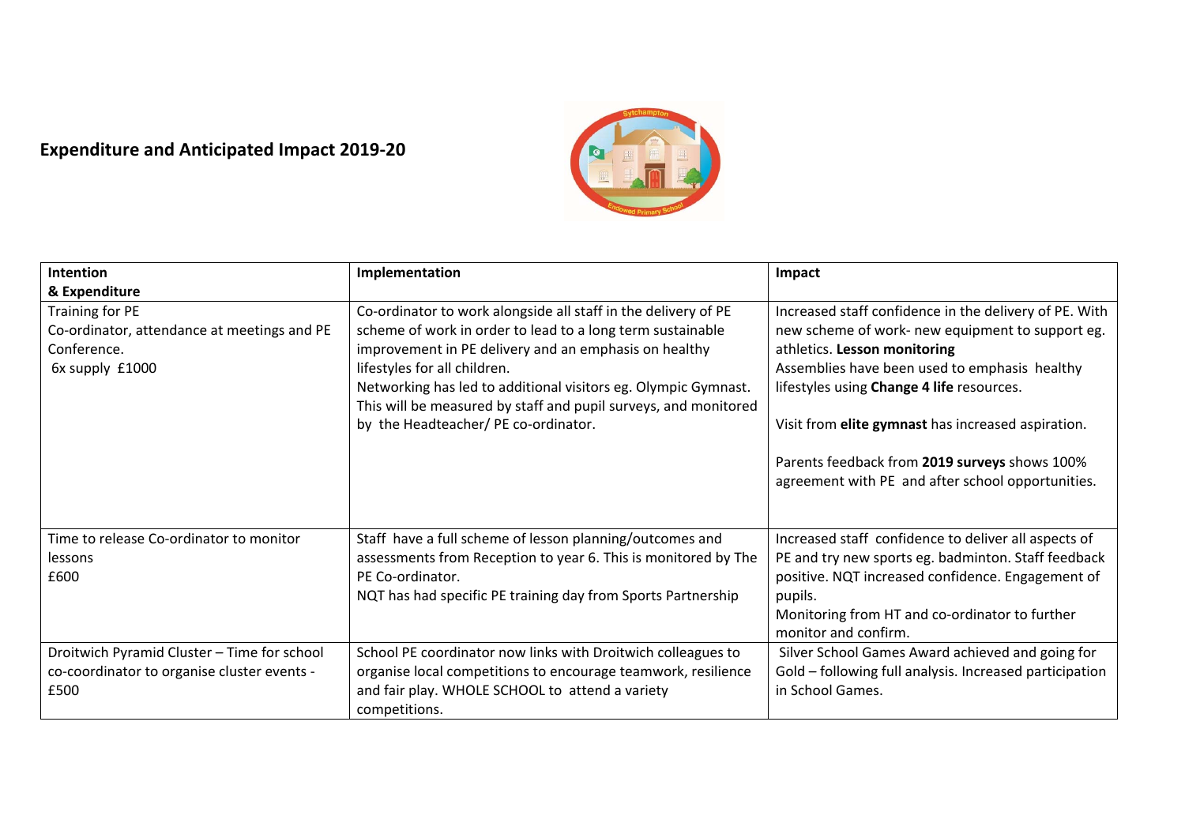## Expenditure and Anticipated Impact 2019-20

| Intention & Expenditure | Implementation | Impact |
|---|---|---|
| Training for PE Co-ordinator, attendance at meetings and PE Conference. 6x supply £1000 | Co-ordinator to work alongside all staff in the delivery of PE scheme of work in order to lead to a long term sustainable improvement in PE delivery and an emphasis on healthy lifestyles for all children. Networking has led to additional visitors eg. Olympic Gymnast. This will be measured by staff and pupil surveys, and monitored by the Headteacher/ PE co-ordinator. | Increased staff confidence in the delivery of PE. With new scheme of work- new equipment to support eg. athletics. **Lesson monitoring** Assemblies have been used to emphasis healthy lifestyles using **Change 4 life** resources. Visit from **elite gymnast** has increased aspiration. Parents feedback from **2019 surveys** shows 100% agreement with PE and after school opportunities. |
| Time to release Co-ordinator to monitor lessons £600 | Staff have a full scheme of lesson planning/outcomes and assessments from Reception to year 6. This is monitored by The PE Co-ordinator. NQT has had specific PE training day from Sports Partnership | Increased staff confidence to deliver all aspects of PE and try new sports eg. badminton. Staff feedback positive. NQT increased confidence. Engagement of pupils. Monitoring from HT and co-ordinator to further monitor and confirm. |
| Droitwich Pyramid Cluster – Time for school co-coordinator to organise cluster events - £500 | School PE coordinator now links with Droitwich colleagues to organise local competitions to encourage teamwork, resilience and fair play. WHOLE SCHOOL to attend a variety competitions. | Silver School Games Award achieved and going for Gold – following full analysis. Increased participation in School Games. |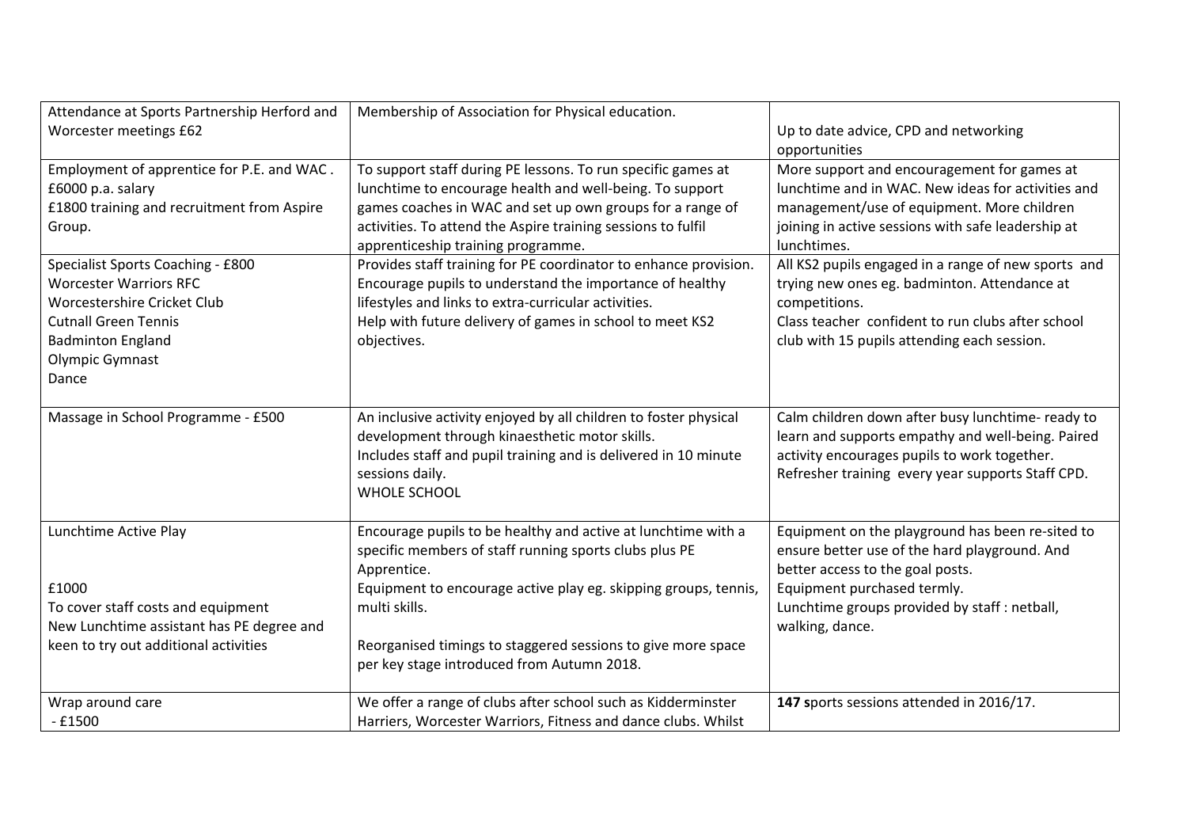| Attendance at Sports Partnership Herford and Worcester meetings £62 | Membership of Association for Physical education. | Up to date advice, CPD and networking opportunities |
|---|---|---|
| Employment of apprentice for P.E. and WAC . £6000 p.a. salary £1800 training and recruitment from Aspire Group. | To support staff during PE lessons. To run specific games at lunchtime to encourage health and well-being. To support games coaches in WAC and set up own groups for a range of activities. To attend the Aspire training sessions to fulfil apprenticeship training programme. | More support and encouragement for games at lunchtime and in WAC. New ideas for activities and management/use of equipment. More children joining in active sessions with safe leadership at lunchtimes. |
| Specialist Sports Coaching - £800<br>Worcester Warriors RFC<br>Worcestershire Cricket Club<br>Cutnall Green Tennis<br>Badminton England<br>Olympic Gymnast<br>Dance | Provides staff training for PE coordinator to enhance provision. Encourage pupils to understand the importance of healthy lifestyles and links to extra-curricular activities.<br>Help with future delivery of games in school to meet KS2 objectives. | All KS2 pupils engaged in a range of new sports and trying new ones eg. badminton. Attendance at competitions.<br>Class teacher confident to run clubs after school club with 15 pupils attending each session. |
| Massage in School Programme - £500 | An inclusive activity enjoyed by all children to foster physical development through kinaesthetic motor skills.<br>Includes staff and pupil training and is delivered in 10 minute sessions daily.<br>WHOLE SCHOOL | Calm children down after busy lunchtime- ready to learn and supports empathy and well-being. Paired activity encourages pupils to work together.<br>Refresher training every year supports Staff CPD. |
| Lunchtime Active Play<br><br>£1000<br>To cover staff costs and equipment<br>New Lunchtime assistant has PE degree and keen to try out additional activities | Encourage pupils to be healthy and active at lunchtime with a specific members of staff running sports clubs plus PE Apprentice.<br>Equipment to encourage active play eg. skipping groups, tennis, multi skills.<br><br>Reorganised timings to staggered sessions to give more space per key stage introduced from Autumn 2018. | Equipment on the playground has been re-sited to ensure better use of the hard playground. And better access to the goal posts.<br>Equipment purchased termly.<br>Lunchtime groups provided by staff : netball, walking, dance. |
| Wrap around care<br>- £1500 | We offer a range of clubs after school such as Kidderminster Harriers, Worcester Warriors, Fitness and dance clubs. Whilst | **147 s**ports sessions attended in 2016/17. |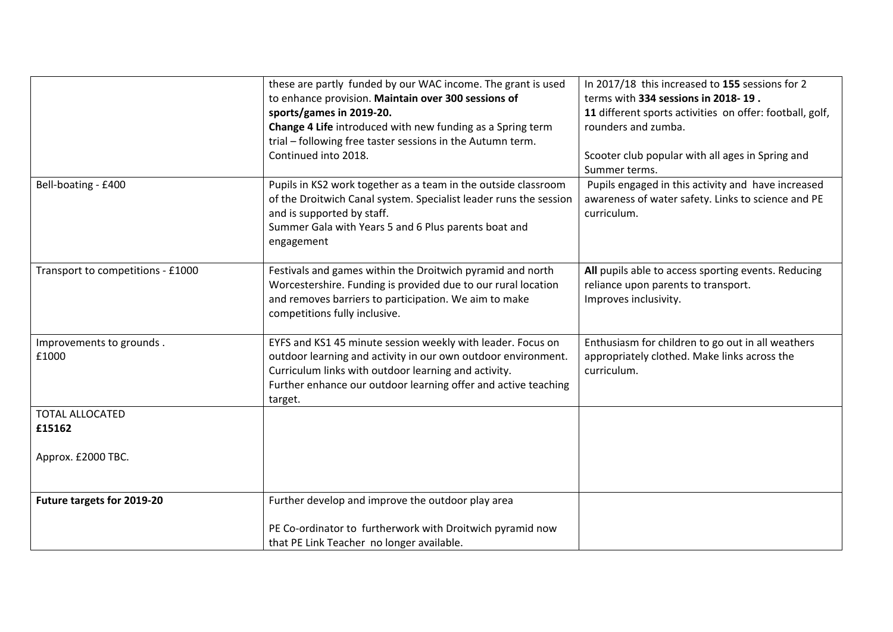| | | |
|---|---|---|
| | these are partly funded by our WAC income. The grant is used to enhance provision. **Maintain over 300 sessions of sports/games in 2019-20.**<br>**Change 4 Life** introduced with new funding as a Spring term trial – following free taster sessions in the Autumn term. Continued into 2018. | In 2017/18 this increased to **155** sessions for 2 terms with **334 sessions in 2018- 19 .**<br>**11** different sports activities on offer: football, golf, rounders and zumba.<br><br>Scooter club popular with all ages in Spring and Summer terms. |
| Bell-boating - £400 | Pupils in KS2 work together as a team in the outside classroom of the Droitwich Canal system. Specialist leader runs the session and is supported by staff.<br>Summer Gala with Years 5 and 6 Plus parents boat and engagement | Pupils engaged in this activity and have increased awareness of water safety. Links to science and PE curriculum. |
| Transport to competitions - £1000 | Festivals and games within the Droitwich pyramid and north Worcestershire. Funding is provided due to our rural location and removes barriers to participation. We aim to make competitions fully inclusive. | **All** pupils able to access sporting events. Reducing reliance upon parents to transport.<br>Improves inclusivity. |
| Improvements to grounds .<br>£1000 | EYFS and KS1 45 minute session weekly with leader. Focus on outdoor learning and activity in our own outdoor environment. Curriculum links with outdoor learning and activity.<br>Further enhance our outdoor learning offer and active teaching target. | Enthusiasm for children to go out in all weathers appropriately clothed. Make links across the curriculum. |
| TOTAL ALLOCATED<br>**£15162**<br><br>Approx. £2000 TBC. | | |
| **Future targets for 2019-20** | Further develop and improve the outdoor play area<br><br>PE Co-ordinator to furtherwork with Droitwich pyramid now that PE Link Teacher no longer available. | |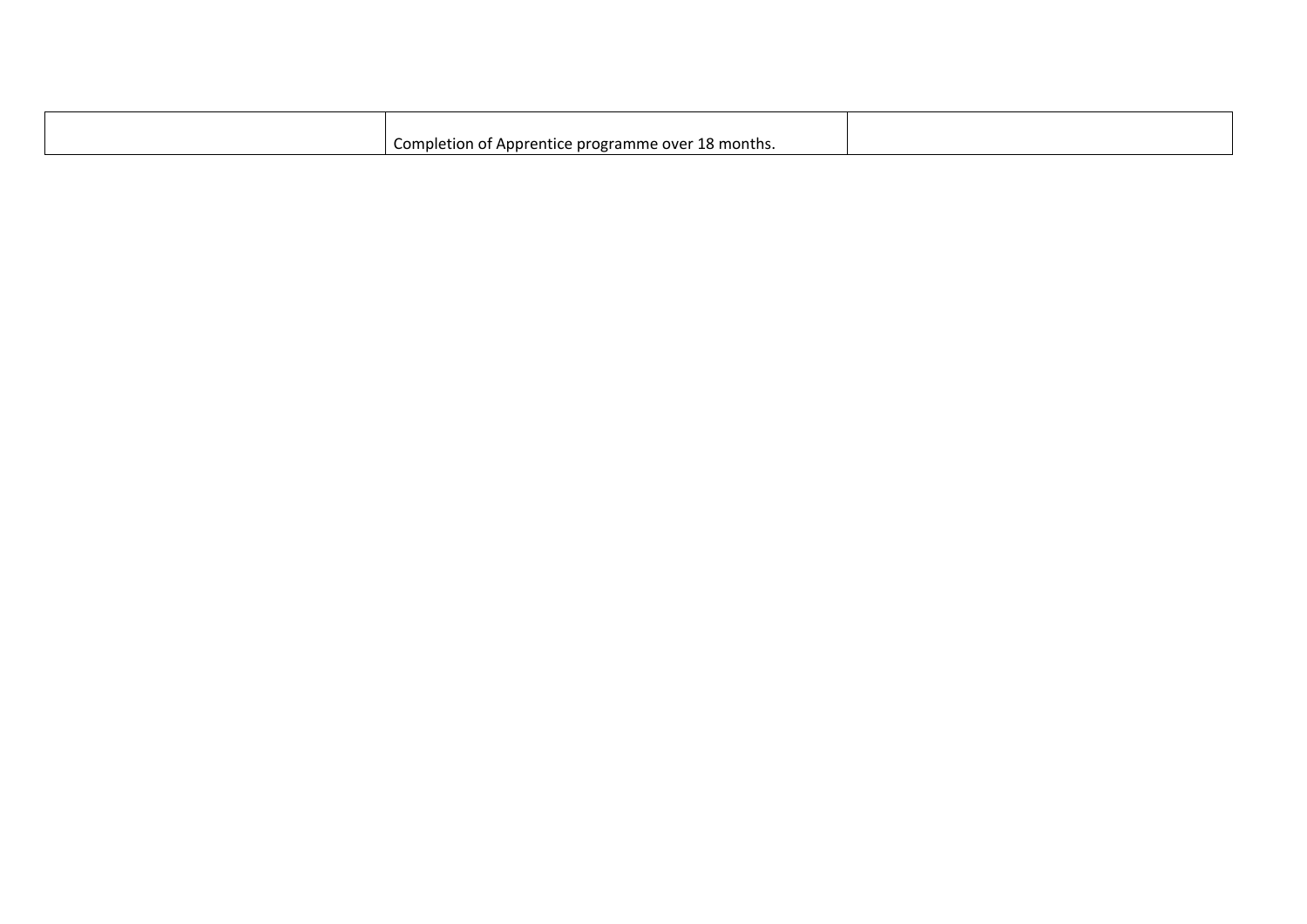| | | |
|---|---|---|
| | Completion of Apprentice programme over 18 months. | |